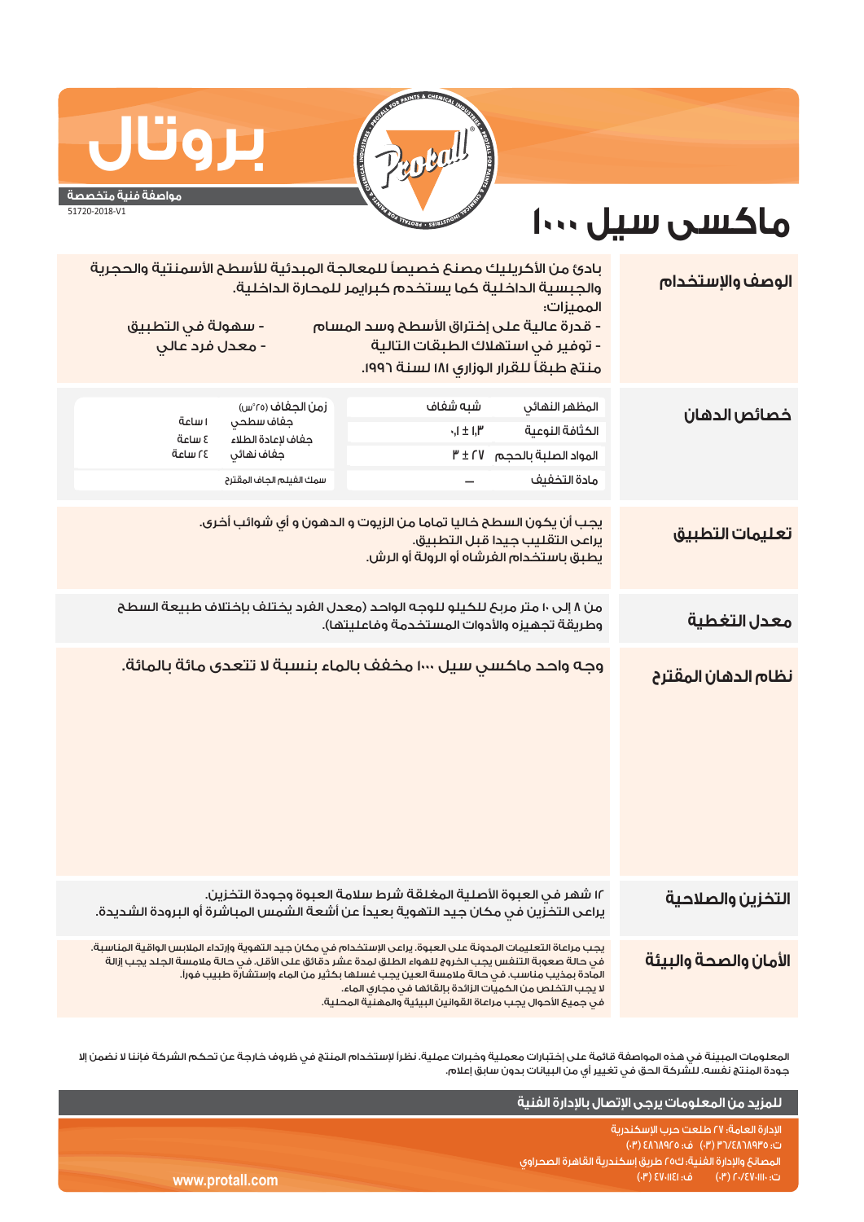# بروتال

**مواصفة فنية متخصصة**

51720-2018-V1

# ماكسى سيل ١٠٠٠

## الوصف والإستخدام

بادئ من الأكريليك مصنع خصيصاً للمعالجة المبدئية للأسطح الأسمنتية والحجرية والجبسية الداخلية كما يستخدم كبرايمر للمحارة الداخلية.

المميزات:

- قدرة عالية على إختراق الأسطح وسد المسام
- توفير في استهلاك الطبقات التالية
- سهولة في التطبيق
- معدل فرد عالي

منتج طبقاً للقرار الوزاري ١٨١ لسنة ١٩٩٦.

## خصائص الدهان

| | |
|---|---|
| المظهر النهائي | شبه شفاف |
| الكثافة النوعية | ١,٣ ± ٠,١ |
| المواد الصلبة بالحجم | ٢٧ ± ٣ |
| مادة التخفيف | — |

| زمن الجفاف (٢٥°س) | |
|---|---|
| جفاف سطحي | ١ ساعة |
| جفاف لإعادة الطلاء | ٤ ساعة |
| جفاف نهائي | ٢٤ ساعة |
| سمك الفيلم الجاف المقترح | |

## تعليمات التطبيق

يجب أن يكون السطح خاليا تماما من الزيوت و الدهون و أي شوائب أخرى.
يراعى التقليب جيدا قبل التطبيق.
يطبق باستخدام الفرشاة أو الرولة أو الرش.

## معدل التغطية

من ٨ إلى ١٠ متر مربع للكيلو للوجه الواحد (معدل الفرد يختلف بإختلاف طبيعة السطح وطريقة تجهيزه والأدوات المستخدمة وفاعليتها).

## نظام الدهان المقترح

وجه واحد ماكسي سيل ١٠٠٠ مخفف بالماء بنسبة لا تتعدى مائة بالمائة.

## التخزين والصلاحية

١٢ شهر في العبوة الأصلية المغلقة شرط سلامة العبوة وجودة التخزين.
يراعى التخزين في مكان جيد التهوية بعيداً عن أشعة الشمس المباشرة أو البرودة الشديدة.

## الأمان والصحة والبيئة

يجب مراعاة التعليمات المدونة على العبوة. يراعى الإستخدام في مكان جيد التهوية وإرتداء الملابس الواقية المناسبة.
في حالة صعوبة التنفس يجب الخروج للهواء الطلق لمدة عشر دقائق على الأقل. في حالة ملامسة الجلد يجب إزالة المادة بمذيب مناسب. في حالة ملامسة العين يجب غسلها بكثير من الماء وإستشارة طبيب فوراً.
لا يجب التخلص من الكميات الزائدة بإلقائها في مجاري الماء.
في جميع الأحوال يجب مراعاة القوانين البيئية والمهنية المحلية.

المعلومات المبينة في هذه المواصفة قائمة على إختبارات معملية وخبرات عملية. نظراً لإستخدام المنتج في ظروف خارجة عن تحكم الشركة فإننا لا نضمن إلا جودة المنتج نفسه. للشركة الحق في تغيير أي من البيانات بدون سابق إعلام.

## للمزيد من المعلومات يرجى الإتصال بالإدارة الفنية

الإدارة العامة: ٢٧ طلعت حرب الإسكندرية
ت: ٣٦/٤٨٦٨٩٣٥ (٠٣) ف: ٤٨٦٨٩٢٥ (٠٣)
المصانع والإدارة الفنية: ك٢٥ طريق إسكندرية القاهرة الصحراوي
ت: ٢٠/٤٧٠١١١٠ (٠٣) ف: ٤٧٠١١٤١ (٠٣)

www.protall.com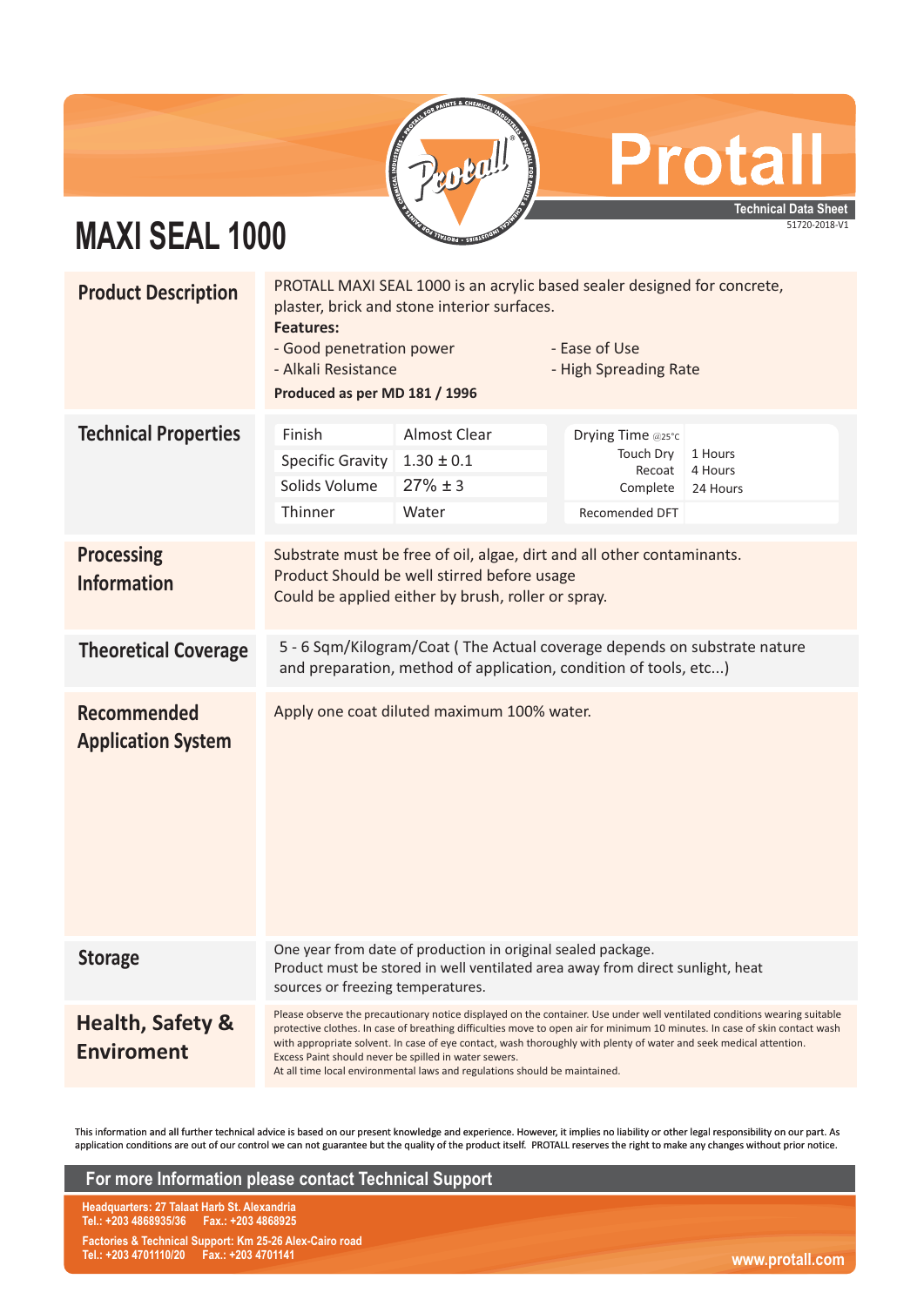Protall

Technical Data Sheet
51720-2018-V1

# MAXI SEAL 1000

## Product Description

PROTALL MAXI SEAL 1000 is an acrylic based sealer designed for concrete, plaster, brick and stone interior surfaces.

**Features:**

- Good penetration power
- Alkali Resistance
- Ease of Use
- High Spreading Rate

**Produced as per MD 181 / 1996**

## Technical Properties

| | | | |
|---|---|---|---|
| Finish | Almost Clear | Drying Time @25°C | |
| Specific Gravity | 1.30 ± 0.1 | Touch Dry | 1 Hours |
| Solids Volume | 27% ± 3 | Recoat | 4 Hours |
| | | Complete | 24 Hours |
| Thinner | Water | Recomended DFT | |

## Processing Information

Substrate must be free of oil, algae, dirt and all other contaminants.
Product Should be well stirred before usage
Could be applied either by brush, roller or spray.

## Theoretical Coverage

5 - 6 Sqm/Kilogram/Coat ( The Actual coverage depends on substrate nature and preparation, method of application, condition of tools, etc...)

## Recommended Application System

Apply one coat diluted maximum 100% water.

## Storage

One year from date of production in original sealed package.
Product must be stored in well ventilated area away from direct sunlight, heat sources or freezing temperatures.

## Health, Safety & Enviroment

Please observe the precautionary notice displayed on the container. Use under well ventilated conditions wearing suitable protective clothes. In case of breathing difficulties move to open air for minimum 10 minutes. In case of skin contact wash with appropriate solvent. In case of eye contact, wash thoroughly with plenty of water and seek medical attention.
Excess Paint should never be spilled in water sewers.
At all time local environmental laws and regulations should be maintained.

This information and all further technical advice is based on our present knowledge and experience. However, it implies no liability or other legal responsibility on our part. As application conditions are out of our control we can not guarantee but the quality of the product itself. PROTALL reserves the right to make any changes without prior notice.

**For more Information please contact Technical Support**

**Headquarters: 27 Talaat Harb St. Alexandria**
**Tel.: +203 4868935/36 Fax.: +203 4868925**

**Factories & Technical Support: Km 25-26 Alex-Cairo road**
**Tel.: +203 4701110/20 Fax.: +203 4701141**

**www.protall.com**